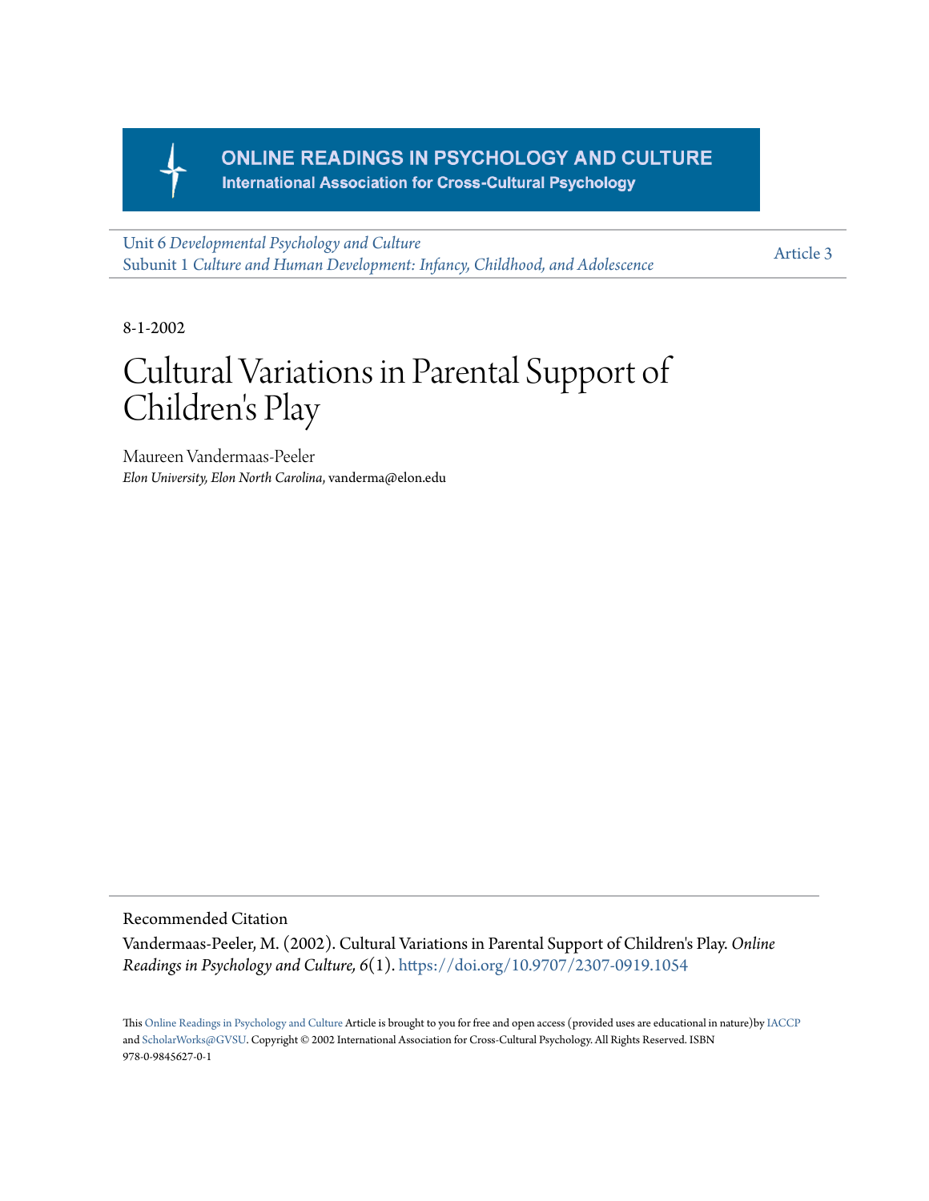ONLINE READINGS IN PSYCHOLOGY AND CULTURE
International Association for Cross-Cultural Psychology

Unit 6 *Developmental Psychology and Culture*
Subunit 1 *Culture and Human Development: Infancy, Childhood, and Adolescence*

Article 3

8-1-2002

# Cultural Variations in Parental Support of Children's Play

Maureen Vandermaas-Peeler
*Elon University, Elon North Carolina*, vanderma@elon.edu

Recommended Citation

Vandermaas-Peeler, M. (2002). Cultural Variations in Parental Support of Children's Play. *Online Readings in Psychology and Culture, 6*(1). https://doi.org/10.9707/2307-0919.1054

This Online Readings in Psychology and Culture Article is brought to you for free and open access (provided uses are educational in nature)by IACCP and ScholarWorks@GVSU. Copyright © 2002 International Association for Cross-Cultural Psychology. All Rights Reserved. ISBN 978-0-9845627-0-1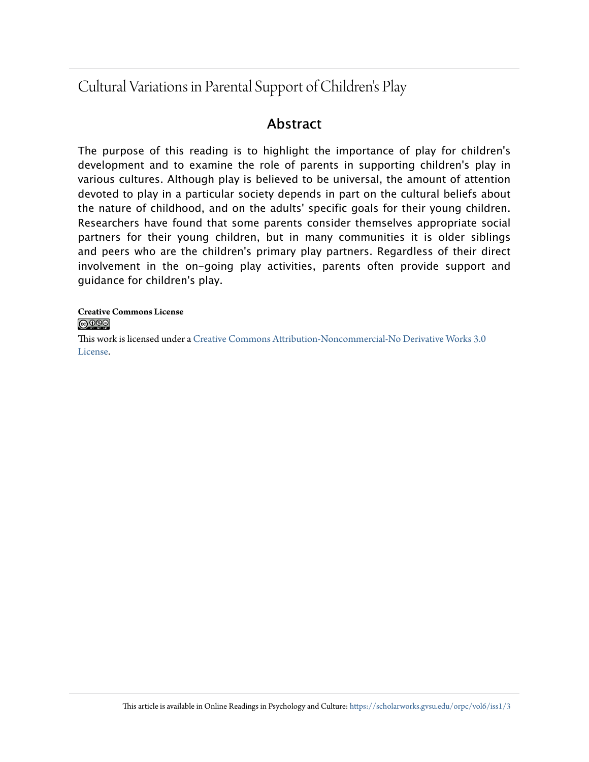# Cultural Variations in Parental Support of Children's Play

## Abstract

The purpose of this reading is to highlight the importance of play for children's development and to examine the role of parents in supporting children's play in various cultures. Although play is believed to be universal, the amount of attention devoted to play in a particular society depends in part on the cultural beliefs about the nature of childhood, and on the adults' specific goals for their young children. Researchers have found that some parents consider themselves appropriate social partners for their young children, but in many communities it is older siblings and peers who are the children's primary play partners. Regardless of their direct involvement in the on-going play activities, parents often provide support and guidance for children's play.

**Creative Commons License**

This work is licensed under a Creative Commons Attribution-Noncommercial-No Derivative Works 3.0 License.

This article is available in Online Readings in Psychology and Culture: https://scholarworks.gvsu.edu/orpc/vol6/iss1/3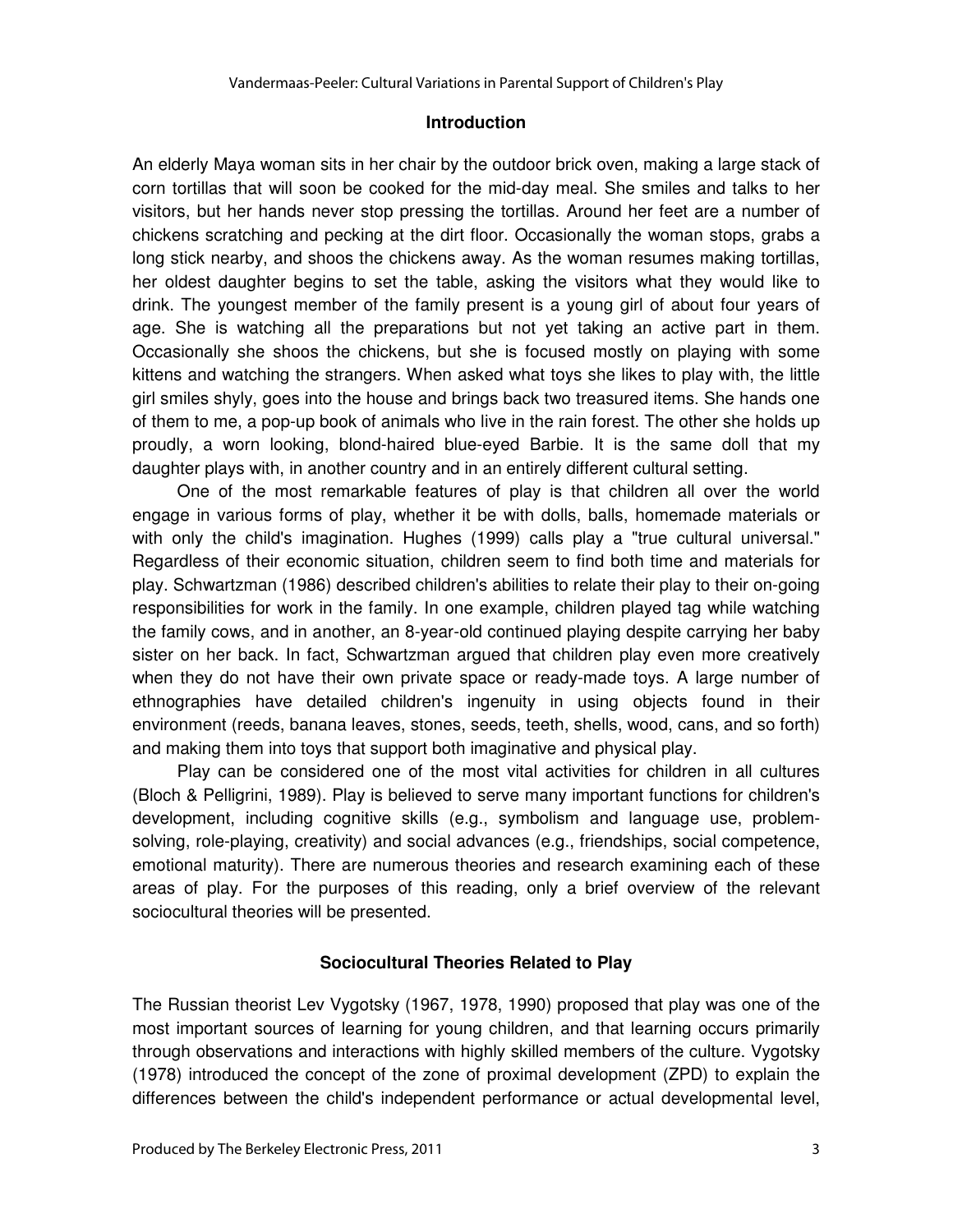## Introduction

An elderly Maya woman sits in her chair by the outdoor brick oven, making a large stack of corn tortillas that will soon be cooked for the mid-day meal. She smiles and talks to her visitors, but her hands never stop pressing the tortillas. Around her feet are a number of chickens scratching and pecking at the dirt floor. Occasionally the woman stops, grabs a long stick nearby, and shoos the chickens away. As the woman resumes making tortillas, her oldest daughter begins to set the table, asking the visitors what they would like to drink. The youngest member of the family present is a young girl of about four years of age. She is watching all the preparations but not yet taking an active part in them. Occasionally she shoos the chickens, but she is focused mostly on playing with some kittens and watching the strangers. When asked what toys she likes to play with, the little girl smiles shyly, goes into the house and brings back two treasured items. She hands one of them to me, a pop-up book of animals who live in the rain forest. The other she holds up proudly, a worn looking, blond-haired blue-eyed Barbie. It is the same doll that my daughter plays with, in another country and in an entirely different cultural setting.

One of the most remarkable features of play is that children all over the world engage in various forms of play, whether it be with dolls, balls, homemade materials or with only the child's imagination. Hughes (1999) calls play a "true cultural universal." Regardless of their economic situation, children seem to find both time and materials for play. Schwartzman (1986) described children's abilities to relate their play to their on-going responsibilities for work in the family. In one example, children played tag while watching the family cows, and in another, an 8-year-old continued playing despite carrying her baby sister on her back. In fact, Schwartzman argued that children play even more creatively when they do not have their own private space or ready-made toys. A large number of ethnographies have detailed children's ingenuity in using objects found in their environment (reeds, banana leaves, stones, seeds, teeth, shells, wood, cans, and so forth) and making them into toys that support both imaginative and physical play.

Play can be considered one of the most vital activities for children in all cultures (Bloch & Pelligrini, 1989). Play is believed to serve many important functions for children's development, including cognitive skills (e.g., symbolism and language use, problem-solving, role-playing, creativity) and social advances (e.g., friendships, social competence, emotional maturity). There are numerous theories and research examining each of these areas of play. For the purposes of this reading, only a brief overview of the relevant sociocultural theories will be presented.

## Sociocultural Theories Related to Play

The Russian theorist Lev Vygotsky (1967, 1978, 1990) proposed that play was one of the most important sources of learning for young children, and that learning occurs primarily through observations and interactions with highly skilled members of the culture. Vygotsky (1978) introduced the concept of the zone of proximal development (ZPD) to explain the differences between the child's independent performance or actual developmental level,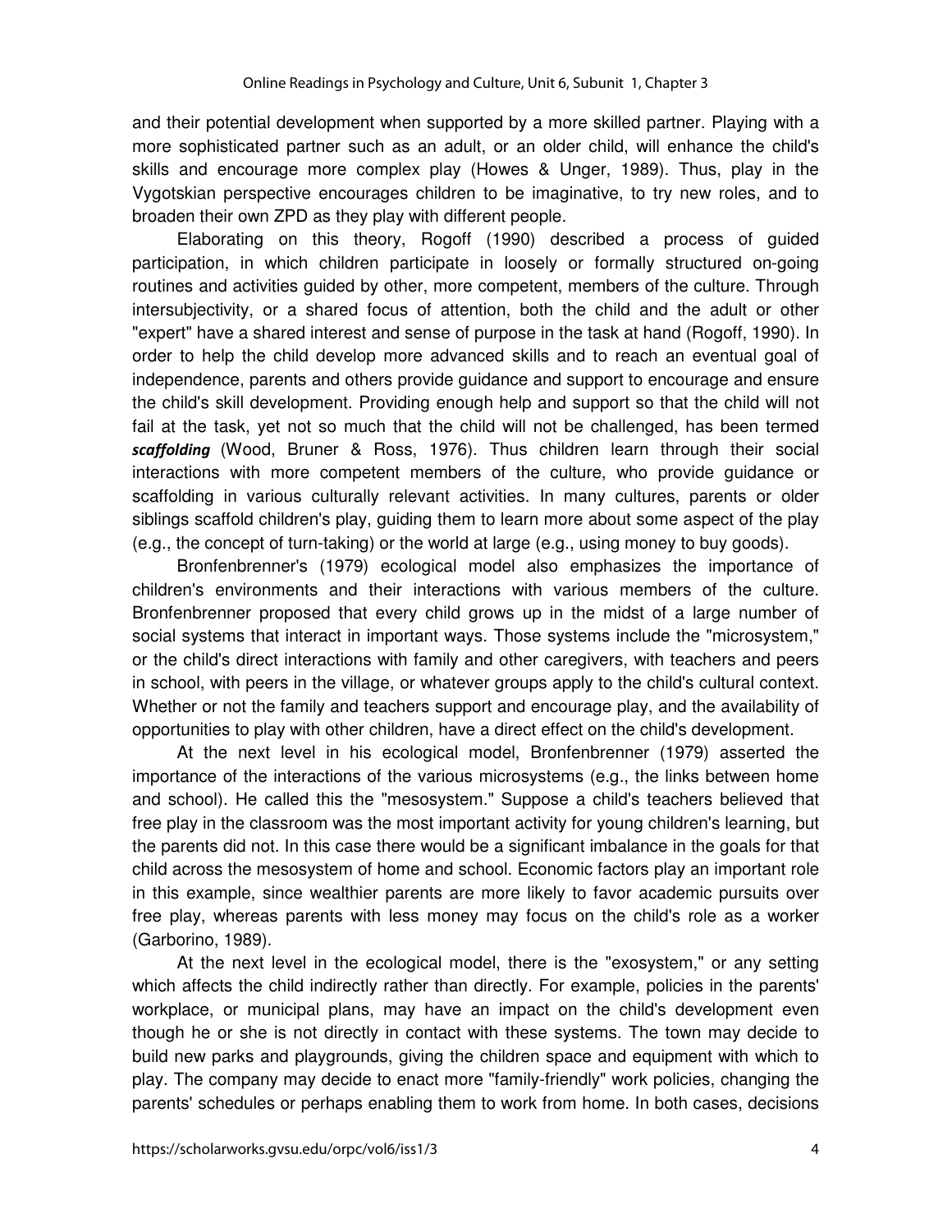and their potential development when supported by a more skilled partner. Playing with a more sophisticated partner such as an adult, or an older child, will enhance the child's skills and encourage more complex play (Howes & Unger, 1989). Thus, play in the Vygotskian perspective encourages children to be imaginative, to try new roles, and to broaden their own ZPD as they play with different people.

Elaborating on this theory, Rogoff (1990) described a process of guided participation, in which children participate in loosely or formally structured on-going routines and activities guided by other, more competent, members of the culture. Through intersubjectivity, or a shared focus of attention, both the child and the adult or other "expert" have a shared interest and sense of purpose in the task at hand (Rogoff, 1990). In order to help the child develop more advanced skills and to reach an eventual goal of independence, parents and others provide guidance and support to encourage and ensure the child's skill development. Providing enough help and support so that the child will not fail at the task, yet not so much that the child will not be challenged, has been termed ***scaffolding*** (Wood, Bruner & Ross, 1976). Thus children learn through their social interactions with more competent members of the culture, who provide guidance or scaffolding in various culturally relevant activities. In many cultures, parents or older siblings scaffold children's play, guiding them to learn more about some aspect of the play (e.g., the concept of turn-taking) or the world at large (e.g., using money to buy goods).

Bronfenbrenner's (1979) ecological model also emphasizes the importance of children's environments and their interactions with various members of the culture. Bronfenbrenner proposed that every child grows up in the midst of a large number of social systems that interact in important ways. Those systems include the "microsystem," or the child's direct interactions with family and other caregivers, with teachers and peers in school, with peers in the village, or whatever groups apply to the child's cultural context. Whether or not the family and teachers support and encourage play, and the availability of opportunities to play with other children, have a direct effect on the child's development.

At the next level in his ecological model, Bronfenbrenner (1979) asserted the importance of the interactions of the various microsystems (e.g., the links between home and school). He called this the "mesosystem." Suppose a child's teachers believed that free play in the classroom was the most important activity for young children's learning, but the parents did not. In this case there would be a significant imbalance in the goals for that child across the mesosystem of home and school. Economic factors play an important role in this example, since wealthier parents are more likely to favor academic pursuits over free play, whereas parents with less money may focus on the child's role as a worker (Garborino, 1989).

At the next level in the ecological model, there is the "exosystem," or any setting which affects the child indirectly rather than directly. For example, policies in the parents' workplace, or municipal plans, may have an impact on the child's development even though he or she is not directly in contact with these systems. The town may decide to build new parks and playgrounds, giving the children space and equipment with which to play. The company may decide to enact more "family-friendly" work policies, changing the parents' schedules or perhaps enabling them to work from home. In both cases, decisions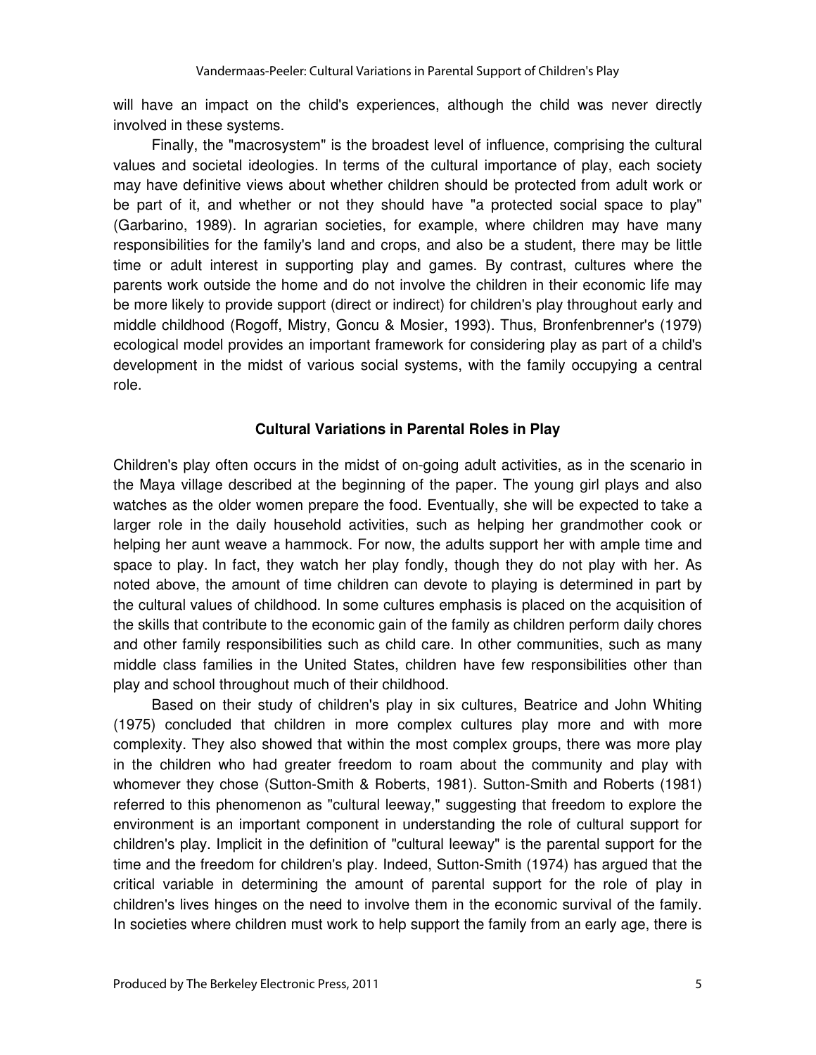will have an impact on the child's experiences, although the child was never directly involved in these systems.

Finally, the "macrosystem" is the broadest level of influence, comprising the cultural values and societal ideologies. In terms of the cultural importance of play, each society may have definitive views about whether children should be protected from adult work or be part of it, and whether or not they should have "a protected social space to play" (Garbarino, 1989). In agrarian societies, for example, where children may have many responsibilities for the family's land and crops, and also be a student, there may be little time or adult interest in supporting play and games. By contrast, cultures where the parents work outside the home and do not involve the children in their economic life may be more likely to provide support (direct or indirect) for children's play throughout early and middle childhood (Rogoff, Mistry, Goncu & Mosier, 1993). Thus, Bronfenbrenner's (1979) ecological model provides an important framework for considering play as part of a child's development in the midst of various social systems, with the family occupying a central role.

### Cultural Variations in Parental Roles in Play

Children's play often occurs in the midst of on-going adult activities, as in the scenario in the Maya village described at the beginning of the paper. The young girl plays and also watches as the older women prepare the food. Eventually, she will be expected to take a larger role in the daily household activities, such as helping her grandmother cook or helping her aunt weave a hammock. For now, the adults support her with ample time and space to play. In fact, they watch her play fondly, though they do not play with her. As noted above, the amount of time children can devote to playing is determined in part by the cultural values of childhood. In some cultures emphasis is placed on the acquisition of the skills that contribute to the economic gain of the family as children perform daily chores and other family responsibilities such as child care. In other communities, such as many middle class families in the United States, children have few responsibilities other than play and school throughout much of their childhood.

Based on their study of children's play in six cultures, Beatrice and John Whiting (1975) concluded that children in more complex cultures play more and with more complexity. They also showed that within the most complex groups, there was more play in the children who had greater freedom to roam about the community and play with whomever they chose (Sutton-Smith & Roberts, 1981). Sutton-Smith and Roberts (1981) referred to this phenomenon as "cultural leeway," suggesting that freedom to explore the environment is an important component in understanding the role of cultural support for children's play. Implicit in the definition of "cultural leeway" is the parental support for the time and the freedom for children's play. Indeed, Sutton-Smith (1974) has argued that the critical variable in determining the amount of parental support for the role of play in children's lives hinges on the need to involve them in the economic survival of the family. In societies where children must work to help support the family from an early age, there is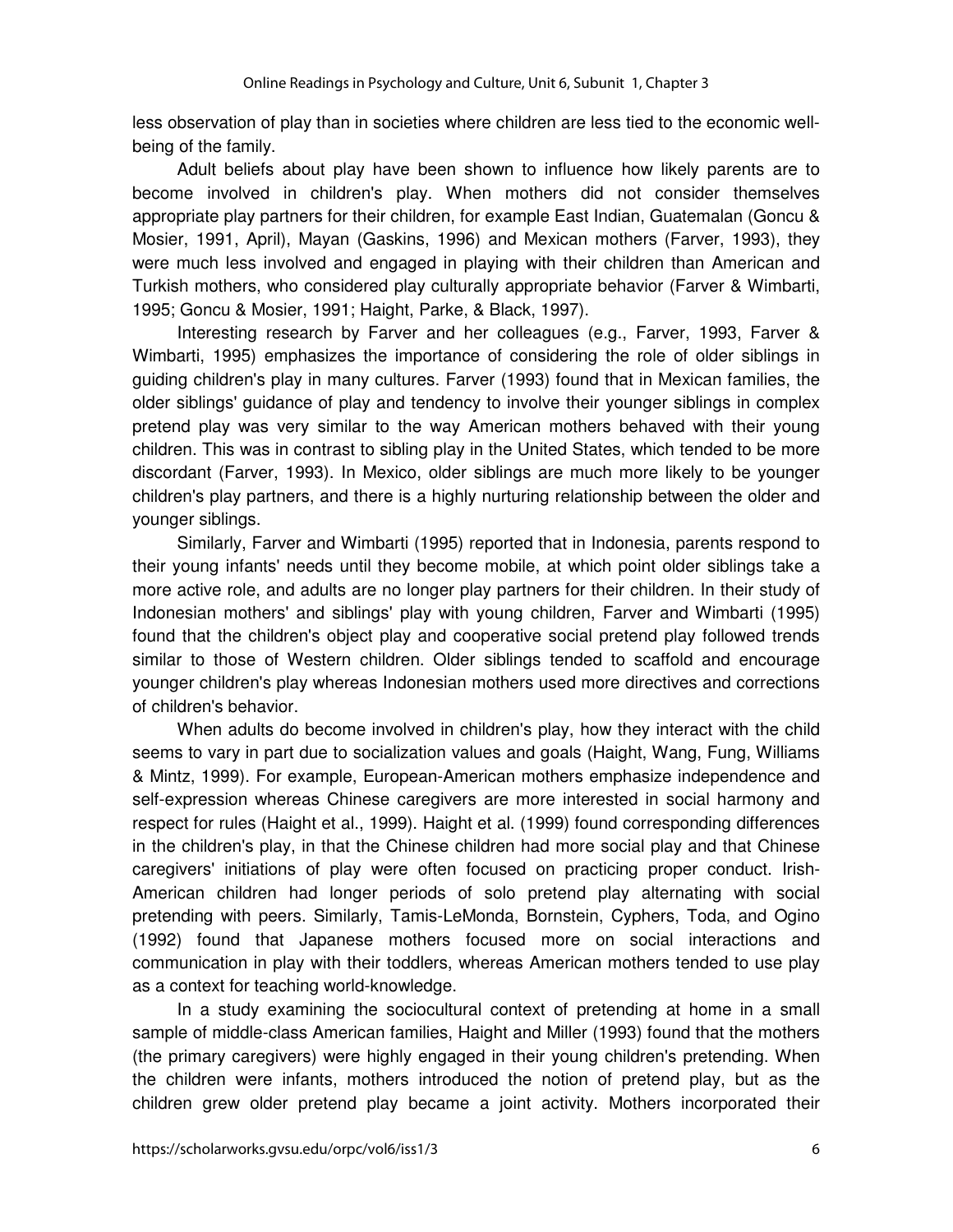less observation of play than in societies where children are less tied to the economic well-being of the family.

Adult beliefs about play have been shown to influence how likely parents are to become involved in children's play. When mothers did not consider themselves appropriate play partners for their children, for example East Indian, Guatemalan (Goncu & Mosier, 1991, April), Mayan (Gaskins, 1996) and Mexican mothers (Farver, 1993), they were much less involved and engaged in playing with their children than American and Turkish mothers, who considered play culturally appropriate behavior (Farver & Wimbarti, 1995; Goncu & Mosier, 1991; Haight, Parke, & Black, 1997).

Interesting research by Farver and her colleagues (e.g., Farver, 1993, Farver & Wimbarti, 1995) emphasizes the importance of considering the role of older siblings in guiding children's play in many cultures. Farver (1993) found that in Mexican families, the older siblings' guidance of play and tendency to involve their younger siblings in complex pretend play was very similar to the way American mothers behaved with their young children. This was in contrast to sibling play in the United States, which tended to be more discordant (Farver, 1993). In Mexico, older siblings are much more likely to be younger children's play partners, and there is a highly nurturing relationship between the older and younger siblings.

Similarly, Farver and Wimbarti (1995) reported that in Indonesia, parents respond to their young infants' needs until they become mobile, at which point older siblings take a more active role, and adults are no longer play partners for their children. In their study of Indonesian mothers' and siblings' play with young children, Farver and Wimbarti (1995) found that the children's object play and cooperative social pretend play followed trends similar to those of Western children. Older siblings tended to scaffold and encourage younger children's play whereas Indonesian mothers used more directives and corrections of children's behavior.

When adults do become involved in children's play, how they interact with the child seems to vary in part due to socialization values and goals (Haight, Wang, Fung, Williams & Mintz, 1999). For example, European-American mothers emphasize independence and self-expression whereas Chinese caregivers are more interested in social harmony and respect for rules (Haight et al., 1999). Haight et al. (1999) found corresponding differences in the children's play, in that the Chinese children had more social play and that Chinese caregivers' initiations of play were often focused on practicing proper conduct. Irish-American children had longer periods of solo pretend play alternating with social pretending with peers. Similarly, Tamis-LeMonda, Bornstein, Cyphers, Toda, and Ogino (1992) found that Japanese mothers focused more on social interactions and communication in play with their toddlers, whereas American mothers tended to use play as a context for teaching world-knowledge.

In a study examining the sociocultural context of pretending at home in a small sample of middle-class American families, Haight and Miller (1993) found that the mothers (the primary caregivers) were highly engaged in their young children's pretending. When the children were infants, mothers introduced the notion of pretend play, but as the children grew older pretend play became a joint activity. Mothers incorporated their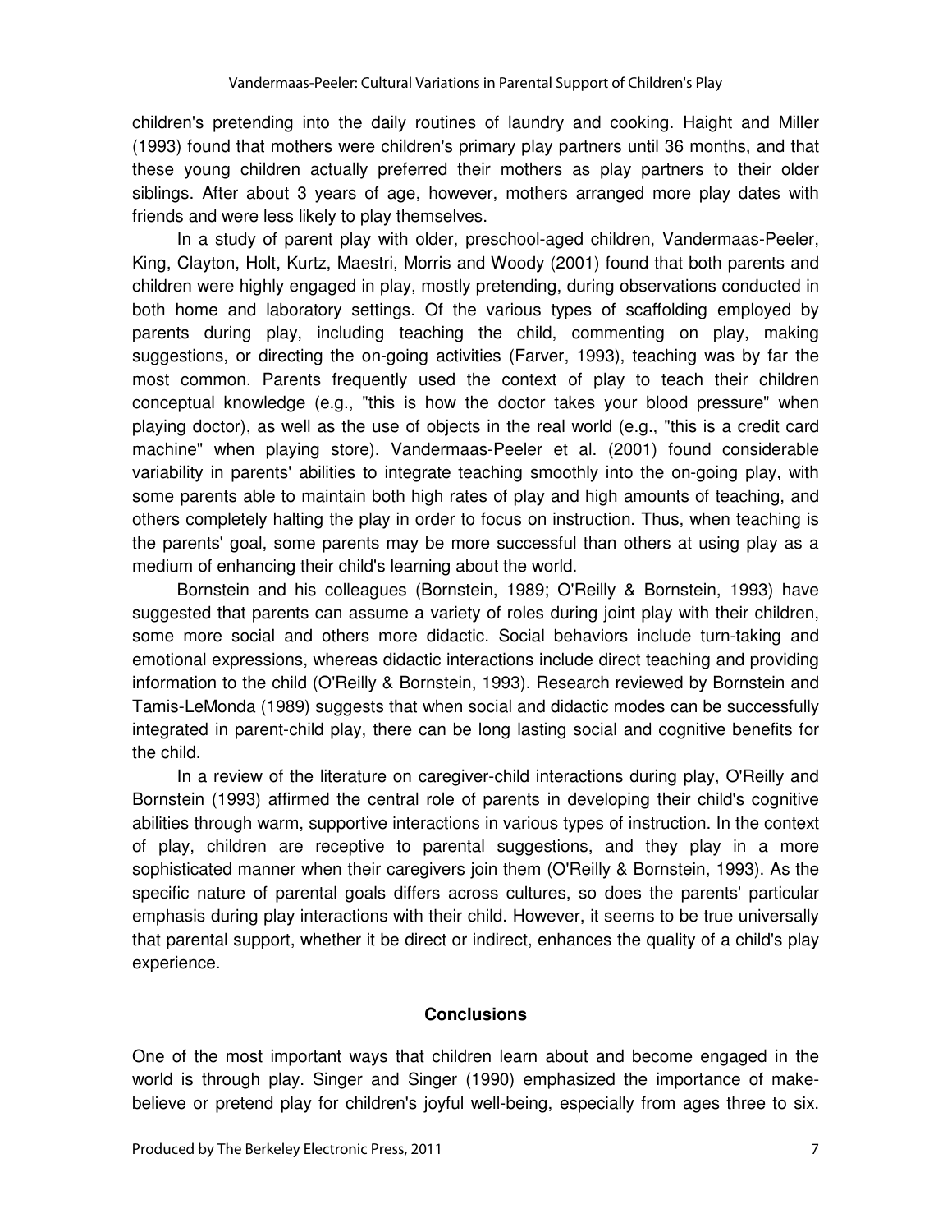children's pretending into the daily routines of laundry and cooking. Haight and Miller (1993) found that mothers were children's primary play partners until 36 months, and that these young children actually preferred their mothers as play partners to their older siblings. After about 3 years of age, however, mothers arranged more play dates with friends and were less likely to play themselves.

In a study of parent play with older, preschool-aged children, Vandermaas-Peeler, King, Clayton, Holt, Kurtz, Maestri, Morris and Woody (2001) found that both parents and children were highly engaged in play, mostly pretending, during observations conducted in both home and laboratory settings. Of the various types of scaffolding employed by parents during play, including teaching the child, commenting on play, making suggestions, or directing the on-going activities (Farver, 1993), teaching was by far the most common. Parents frequently used the context of play to teach their children conceptual knowledge (e.g., "this is how the doctor takes your blood pressure" when playing doctor), as well as the use of objects in the real world (e.g., "this is a credit card machine" when playing store). Vandermaas-Peeler et al. (2001) found considerable variability in parents' abilities to integrate teaching smoothly into the on-going play, with some parents able to maintain both high rates of play and high amounts of teaching, and others completely halting the play in order to focus on instruction. Thus, when teaching is the parents' goal, some parents may be more successful than others at using play as a medium of enhancing their child's learning about the world.

Bornstein and his colleagues (Bornstein, 1989; O'Reilly & Bornstein, 1993) have suggested that parents can assume a variety of roles during joint play with their children, some more social and others more didactic. Social behaviors include turn-taking and emotional expressions, whereas didactic interactions include direct teaching and providing information to the child (O'Reilly & Bornstein, 1993). Research reviewed by Bornstein and Tamis-LeMonda (1989) suggests that when social and didactic modes can be successfully integrated in parent-child play, there can be long lasting social and cognitive benefits for the child.

In a review of the literature on caregiver-child interactions during play, O'Reilly and Bornstein (1993) affirmed the central role of parents in developing their child's cognitive abilities through warm, supportive interactions in various types of instruction. In the context of play, children are receptive to parental suggestions, and they play in a more sophisticated manner when their caregivers join them (O'Reilly & Bornstein, 1993). As the specific nature of parental goals differs across cultures, so does the parents' particular emphasis during play interactions with their child. However, it seems to be true universally that parental support, whether it be direct or indirect, enhances the quality of a child's play experience.

## Conclusions

One of the most important ways that children learn about and become engaged in the world is through play. Singer and Singer (1990) emphasized the importance of make-believe or pretend play for children's joyful well-being, especially from ages three to six.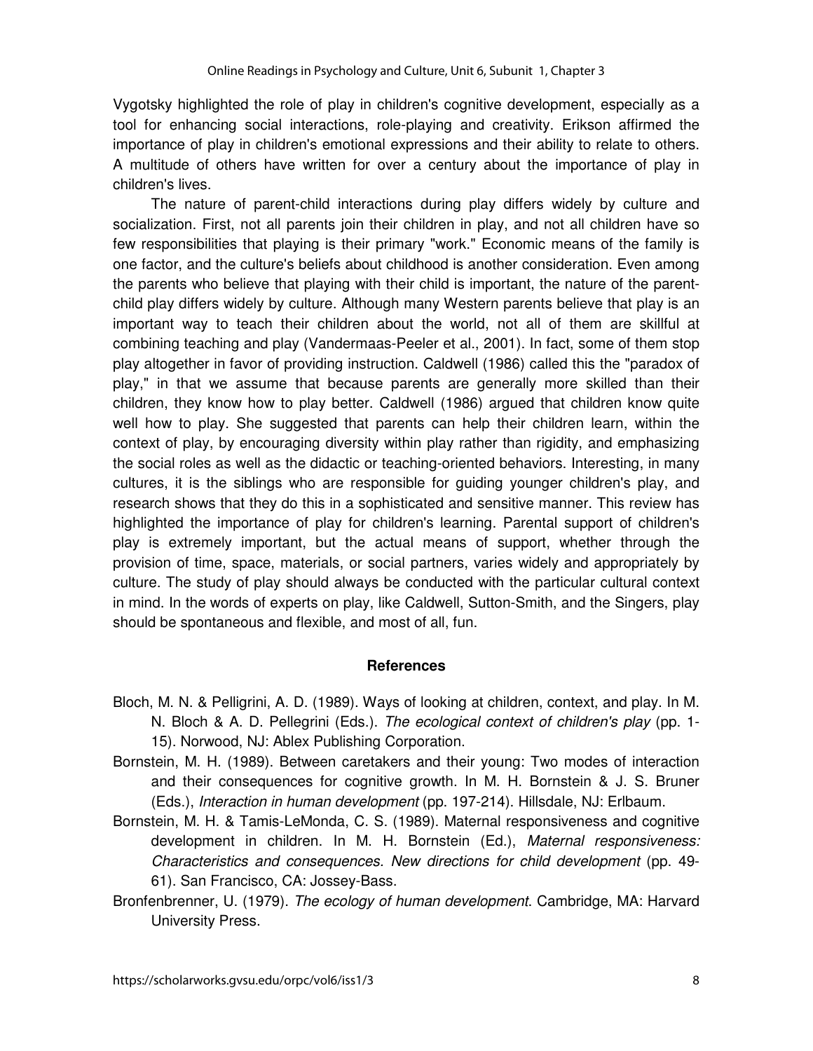Vygotsky highlighted the role of play in children's cognitive development, especially as a tool for enhancing social interactions, role-playing and creativity. Erikson affirmed the importance of play in children's emotional expressions and their ability to relate to others. A multitude of others have written for over a century about the importance of play in children's lives.

The nature of parent-child interactions during play differs widely by culture and socialization. First, not all parents join their children in play, and not all children have so few responsibilities that playing is their primary "work." Economic means of the family is one factor, and the culture's beliefs about childhood is another consideration. Even among the parents who believe that playing with their child is important, the nature of the parent-child play differs widely by culture. Although many Western parents believe that play is an important way to teach their children about the world, not all of them are skillful at combining teaching and play (Vandermaas-Peeler et al., 2001). In fact, some of them stop play altogether in favor of providing instruction. Caldwell (1986) called this the "paradox of play," in that we assume that because parents are generally more skilled than their children, they know how to play better. Caldwell (1986) argued that children know quite well how to play. She suggested that parents can help their children learn, within the context of play, by encouraging diversity within play rather than rigidity, and emphasizing the social roles as well as the didactic or teaching-oriented behaviors. Interesting, in many cultures, it is the siblings who are responsible for guiding younger children's play, and research shows that they do this in a sophisticated and sensitive manner. This review has highlighted the importance of play for children's learning. Parental support of children's play is extremely important, but the actual means of support, whether through the provision of time, space, materials, or social partners, varies widely and appropriately by culture. The study of play should always be conducted with the particular cultural context in mind. In the words of experts on play, like Caldwell, Sutton-Smith, and the Singers, play should be spontaneous and flexible, and most of all, fun.

## References

Bloch, M. N. & Pelligrini, A. D. (1989). Ways of looking at children, context, and play. In M. N. Bloch & A. D. Pellegrini (Eds.). *The ecological context of children's play* (pp. 1-15). Norwood, NJ: Ablex Publishing Corporation.

Bornstein, M. H. (1989). Between caretakers and their young: Two modes of interaction and their consequences for cognitive growth. In M. H. Bornstein & J. S. Bruner (Eds.), *Interaction in human development* (pp. 197-214). Hillsdale, NJ: Erlbaum.

Bornstein, M. H. & Tamis-LeMonda, C. S. (1989). Maternal responsiveness and cognitive development in children. In M. H. Bornstein (Ed.), *Maternal responsiveness: Characteristics and consequences. New directions for child development* (pp. 49-61). San Francisco, CA: Jossey-Bass.

Bronfenbrenner, U. (1979). *The ecology of human development*. Cambridge, MA: Harvard University Press.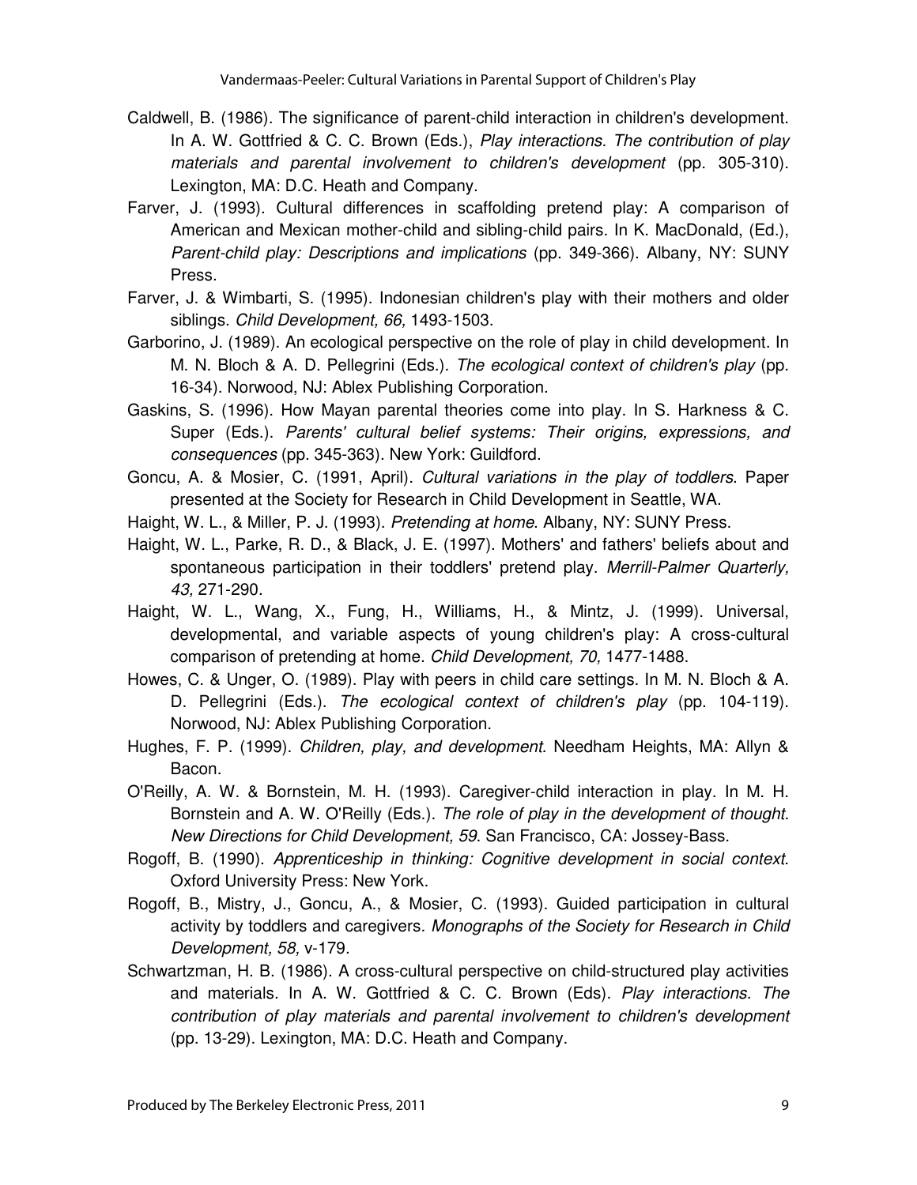Caldwell, B. (1986). The significance of parent-child interaction in children's development. In A. W. Gottfried & C. C. Brown (Eds.), *Play interactions. The contribution of play materials and parental involvement to children's development* (pp. 305-310). Lexington, MA: D.C. Heath and Company.

Farver, J. (1993). Cultural differences in scaffolding pretend play: A comparison of American and Mexican mother-child and sibling-child pairs. In K. MacDonald, (Ed.), *Parent-child play: Descriptions and implications* (pp. 349-366). Albany, NY: SUNY Press.

Farver, J. & Wimbarti, S. (1995). Indonesian children's play with their mothers and older siblings. *Child Development, 66,* 1493-1503.

Garborino, J. (1989). An ecological perspective on the role of play in child development. In M. N. Bloch & A. D. Pellegrini (Eds.). *The ecological context of children's play* (pp. 16-34). Norwood, NJ: Ablex Publishing Corporation.

Gaskins, S. (1996). How Mayan parental theories come into play. In S. Harkness & C. Super (Eds.). *Parents' cultural belief systems: Their origins, expressions, and consequences* (pp. 345-363). New York: Guildford.

Goncu, A. & Mosier, C. (1991, April). *Cultural variations in the play of toddlers*. Paper presented at the Society for Research in Child Development in Seattle, WA.

Haight, W. L., & Miller, P. J. (1993). *Pretending at home*. Albany, NY: SUNY Press.

Haight, W. L., Parke, R. D., & Black, J. E. (1997). Mothers' and fathers' beliefs about and spontaneous participation in their toddlers' pretend play. *Merrill-Palmer Quarterly, 43,* 271-290.

Haight, W. L., Wang, X., Fung, H., Williams, H., & Mintz, J. (1999). Universal, developmental, and variable aspects of young children's play: A cross-cultural comparison of pretending at home. *Child Development, 70,* 1477-1488.

Howes, C. & Unger, O. (1989). Play with peers in child care settings. In M. N. Bloch & A. D. Pellegrini (Eds.). *The ecological context of children's play* (pp. 104-119). Norwood, NJ: Ablex Publishing Corporation.

Hughes, F. P. (1999). *Children, play, and development.* Needham Heights, MA: Allyn & Bacon.

O'Reilly, A. W. & Bornstein, M. H. (1993). Caregiver-child interaction in play. In M. H. Bornstein and A. W. O'Reilly (Eds.). *The role of play in the development of thought. New Directions for Child Development, 59*. San Francisco, CA: Jossey-Bass.

Rogoff, B. (1990). *Apprenticeship in thinking: Cognitive development in social context*. Oxford University Press: New York.

Rogoff, B., Mistry, J., Goncu, A., & Mosier, C. (1993). Guided participation in cultural activity by toddlers and caregivers. *Monographs of the Society for Research in Child Development, 58,* v-179.

Schwartzman, H. B. (1986). A cross-cultural perspective on child-structured play activities and materials. In A. W. Gottfried & C. C. Brown (Eds). *Play interactions. The contribution of play materials and parental involvement to children's development* (pp. 13-29). Lexington, MA: D.C. Heath and Company.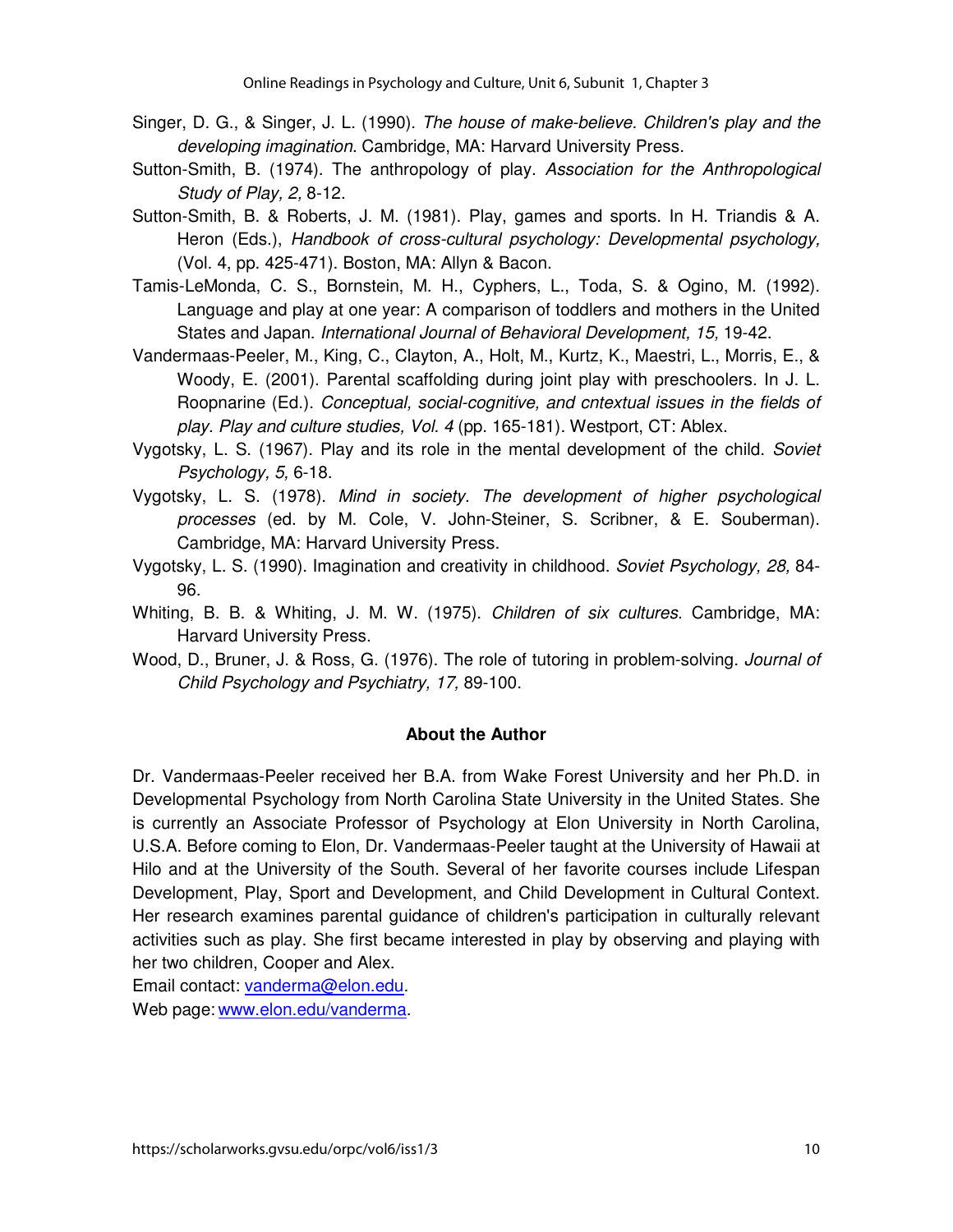Singer, D. G., & Singer, J. L. (1990). *The house of make-believe. Children's play and the developing imagination.* Cambridge, MA: Harvard University Press.

Sutton-Smith, B. (1974). The anthropology of play. *Association for the Anthropological Study of Play, 2,* 8-12.

Sutton-Smith, B. & Roberts, J. M. (1981). Play, games and sports. In H. Triandis & A. Heron (Eds.), *Handbook of cross-cultural psychology: Developmental psychology,* (Vol. 4, pp. 425-471). Boston, MA: Allyn & Bacon.

Tamis-LeMonda, C. S., Bornstein, M. H., Cyphers, L., Toda, S. & Ogino, M. (1992). Language and play at one year: A comparison of toddlers and mothers in the United States and Japan. *International Journal of Behavioral Development, 15,* 19-42.

Vandermaas-Peeler, M., King, C., Clayton, A., Holt, M., Kurtz, K., Maestri, L., Morris, E., & Woody, E. (2001). Parental scaffolding during joint play with preschoolers. In J. L. Roopnarine (Ed.). *Conceptual, social-cognitive, and cntextual issues in the fields of play. Play and culture studies, Vol. 4* (pp. 165-181). Westport, CT: Ablex.

Vygotsky, L. S. (1967). Play and its role in the mental development of the child. *Soviet Psychology, 5,* 6-18.

Vygotsky, L. S. (1978). *Mind in society. The development of higher psychological processes* (ed. by M. Cole, V. John-Steiner, S. Scribner, & E. Souberman). Cambridge, MA: Harvard University Press.

Vygotsky, L. S. (1990). Imagination and creativity in childhood. *Soviet Psychology, 28,* 84-96.

Whiting, B. B. & Whiting, J. M. W. (1975). *Children of six cultures.* Cambridge, MA: Harvard University Press.

Wood, D., Bruner, J. & Ross, G. (1976). The role of tutoring in problem-solving. *Journal of Child Psychology and Psychiatry, 17,* 89-100.

## About the Author

Dr. Vandermaas-Peeler received her B.A. from Wake Forest University and her Ph.D. in Developmental Psychology from North Carolina State University in the United States. She is currently an Associate Professor of Psychology at Elon University in North Carolina, U.S.A. Before coming to Elon, Dr. Vandermaas-Peeler taught at the University of Hawaii at Hilo and at the University of the South. Several of her favorite courses include Lifespan Development, Play, Sport and Development, and Child Development in Cultural Context. Her research examines parental guidance of children's participation in culturally relevant activities such as play. She first became interested in play by observing and playing with her two children, Cooper and Alex.

Email contact: vanderma@elon.edu.

Web page: www.elon.edu/vanderma.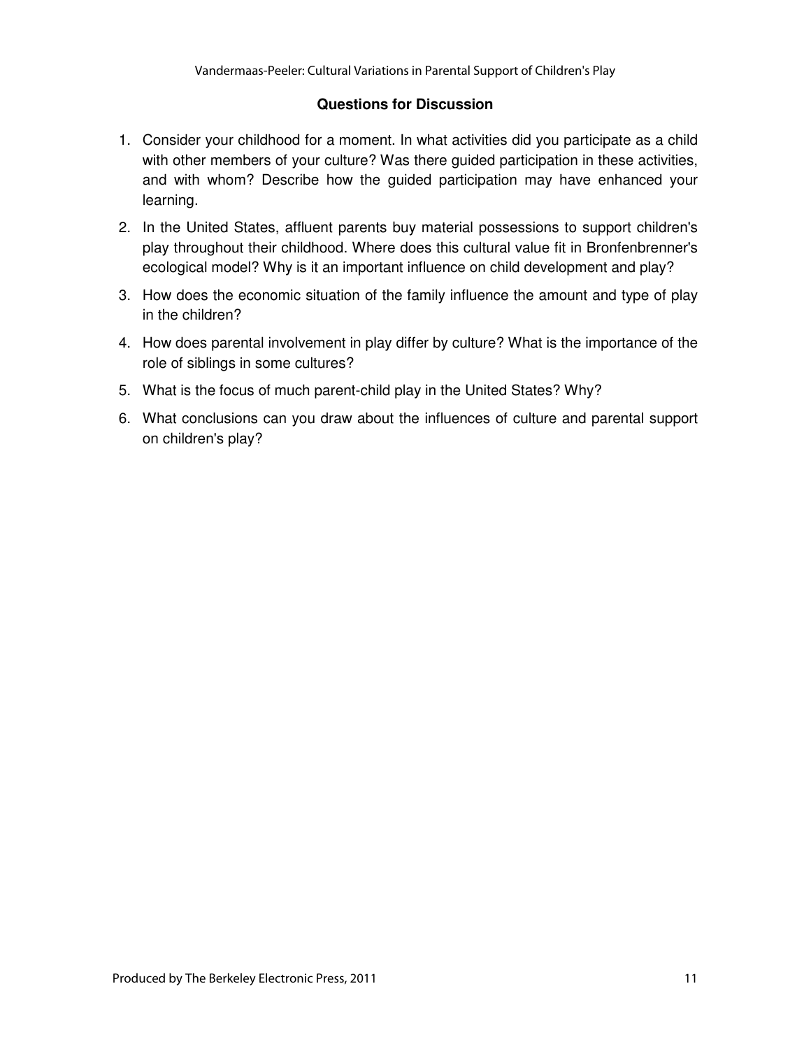**Questions for Discussion**

1. Consider your childhood for a moment. In what activities did you participate as a child with other members of your culture? Was there guided participation in these activities, and with whom? Describe how the guided participation may have enhanced your learning.
2. In the United States, affluent parents buy material possessions to support children's play throughout their childhood. Where does this cultural value fit in Bronfenbrenner's ecological model? Why is it an important influence on child development and play?
3. How does the economic situation of the family influence the amount and type of play in the children?
4. How does parental involvement in play differ by culture? What is the importance of the role of siblings in some cultures?
5. What is the focus of much parent-child play in the United States? Why?
6. What conclusions can you draw about the influences of culture and parental support on children's play?